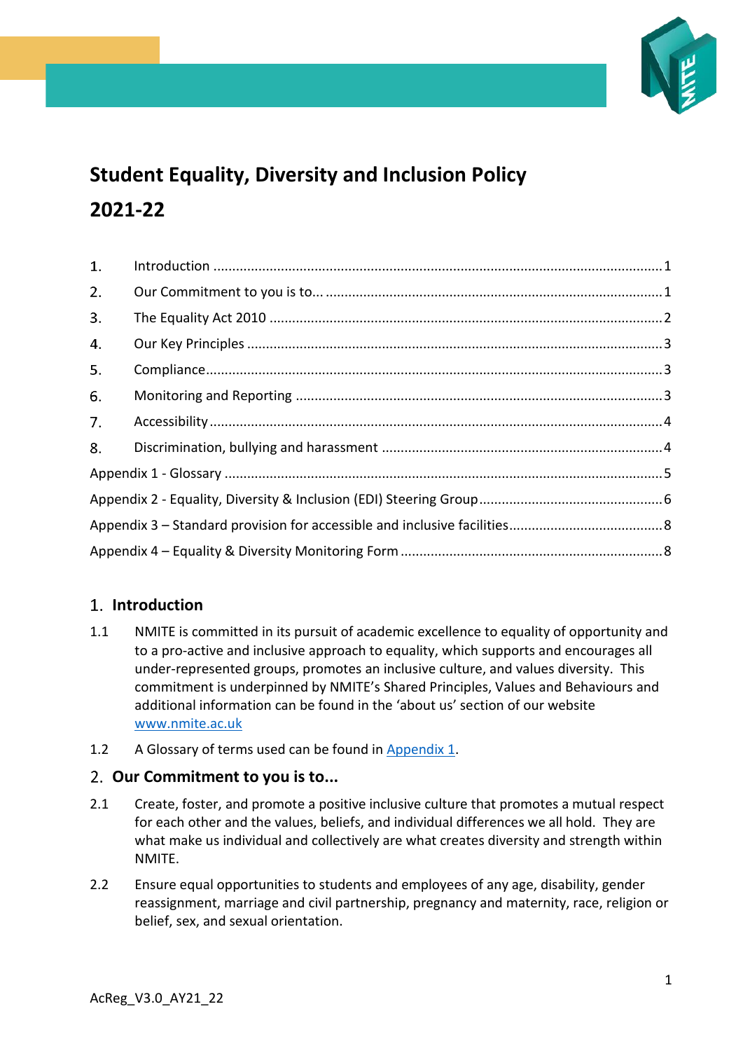# Student Equality, Diversity and Inclusion Policy 2021-22

| | | |
|---|---|---|
| 1. | Introduction | 1 |
| 2. | Our Commitment to you is to... | 1 |
| 3. | The Equality Act 2010 | 2 |
| 4. | Our Key Principles | 3 |
| 5. | Compliance | 3 |
| 6. | Monitoring and Reporting | 3 |
| 7. | Accessibility | 4 |
| 8. | Discrimination, bullying and harassment | 4 |
| Appendix 1 - Glossary | | 5 |
| Appendix 2 - Equality, Diversity & Inclusion (EDI) Steering Group | | 6 |
| Appendix 3 – Standard provision for accessible and inclusive facilities | | 8 |
| Appendix 4 – Equality & Diversity Monitoring Form | | 8 |

## 1. Introduction

1.1 NMITE is committed in its pursuit of academic excellence to equality of opportunity and to a pro-active and inclusive approach to equality, which supports and encourages all under-represented groups, promotes an inclusive culture, and values diversity. This commitment is underpinned by NMITE's Shared Principles, Values and Behaviours and additional information can be found in the 'about us' section of our website www.nmite.ac.uk

1.2 A Glossary of terms used can be found in Appendix 1.

## 2. Our Commitment to you is to...

2.1 Create, foster, and promote a positive inclusive culture that promotes a mutual respect for each other and the values, beliefs, and individual differences we all hold. They are what make us individual and collectively are what creates diversity and strength within NMITE.

2.2 Ensure equal opportunities to students and employees of any age, disability, gender reassignment, marriage and civil partnership, pregnancy and maternity, race, religion or belief, sex, and sexual orientation.

AcReg_V3.0_AY21_22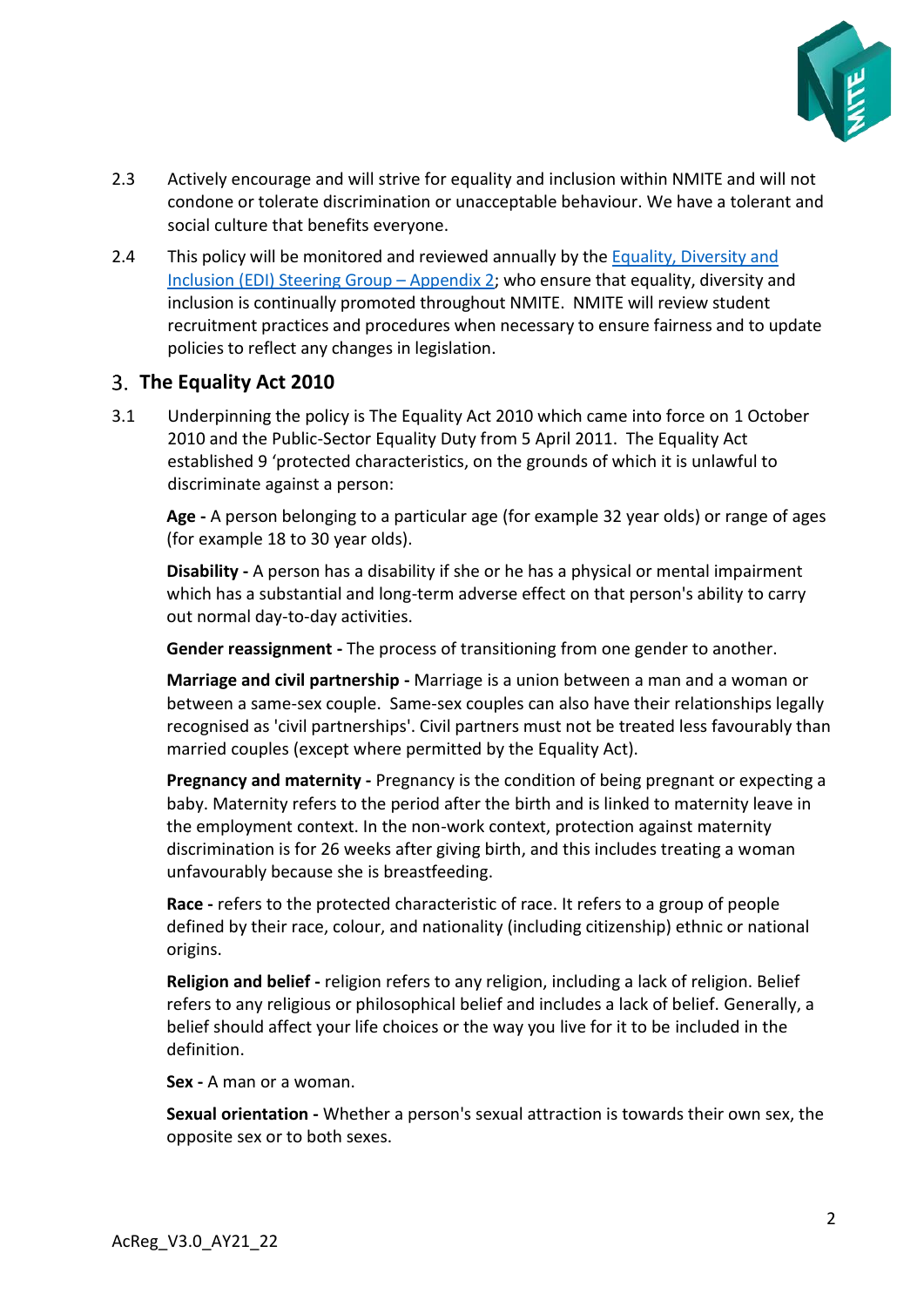2.3 Actively encourage and will strive for equality and inclusion within NMITE and will not condone or tolerate discrimination or unacceptable behaviour. We have a tolerant and social culture that benefits everyone.

2.4 This policy will be monitored and reviewed annually by the [Equality, Diversity and Inclusion (EDI) Steering Group – Appendix 2]; who ensure that equality, diversity and inclusion is continually promoted throughout NMITE. NMITE will review student recruitment practices and procedures when necessary to ensure fairness and to update policies to reflect any changes in legislation.

## 3. The Equality Act 2010

3.1 Underpinning the policy is The Equality Act 2010 which came into force on 1 October 2010 and the Public-Sector Equality Duty from 5 April 2011. The Equality Act established 9 'protected characteristics, on the grounds of which it is unlawful to discriminate against a person:

**Age -** A person belonging to a particular age (for example 32 year olds) or range of ages (for example 18 to 30 year olds).

**Disability -** A person has a disability if she or he has a physical or mental impairment which has a substantial and long-term adverse effect on that person's ability to carry out normal day-to-day activities.

**Gender reassignment -** The process of transitioning from one gender to another.

**Marriage and civil partnership -** Marriage is a union between a man and a woman or between a same-sex couple. Same-sex couples can also have their relationships legally recognised as 'civil partnerships'. Civil partners must not be treated less favourably than married couples (except where permitted by the Equality Act).

**Pregnancy and maternity -** Pregnancy is the condition of being pregnant or expecting a baby. Maternity refers to the period after the birth and is linked to maternity leave in the employment context. In the non-work context, protection against maternity discrimination is for 26 weeks after giving birth, and this includes treating a woman unfavourably because she is breastfeeding.

**Race -** refers to the protected characteristic of race. It refers to a group of people defined by their race, colour, and nationality (including citizenship) ethnic or national origins.

**Religion and belief -** religion refers to any religion, including a lack of religion. Belief refers to any religious or philosophical belief and includes a lack of belief. Generally, a belief should affect your life choices or the way you live for it to be included in the definition.

**Sex -** A man or a woman.

**Sexual orientation -** Whether a person's sexual attraction is towards their own sex, the opposite sex or to both sexes.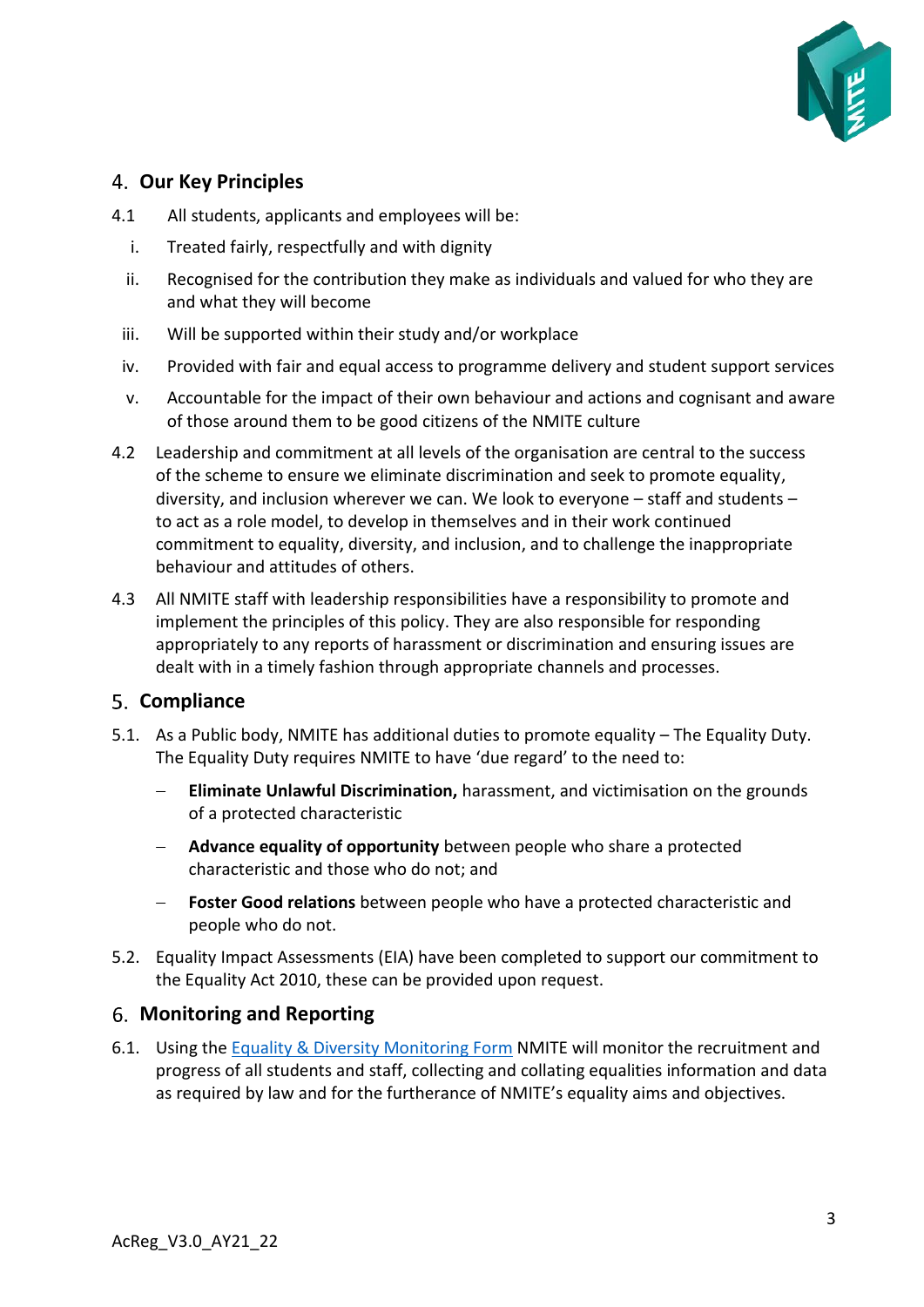## 4. Our Key Principles

4.1 All students, applicants and employees will be:

i. Treated fairly, respectfully and with dignity

ii. Recognised for the contribution they make as individuals and valued for who they are and what they will become

iii. Will be supported within their study and/or workplace

iv. Provided with fair and equal access to programme delivery and student support services

v. Accountable for the impact of their own behaviour and actions and cognisant and aware of those around them to be good citizens of the NMITE culture

4.2 Leadership and commitment at all levels of the organisation are central to the success of the scheme to ensure we eliminate discrimination and seek to promote equality, diversity, and inclusion wherever we can. We look to everyone – staff and students – to act as a role model, to develop in themselves and in their work continued commitment to equality, diversity, and inclusion, and to challenge the inappropriate behaviour and attitudes of others.

4.3 All NMITE staff with leadership responsibilities have a responsibility to promote and implement the principles of this policy. They are also responsible for responding appropriately to any reports of harassment or discrimination and ensuring issues are dealt with in a timely fashion through appropriate channels and processes.

## 5. Compliance

5.1. As a Public body, NMITE has additional duties to promote equality – The Equality Duty. The Equality Duty requires NMITE to have 'due regard' to the need to:

- **Eliminate Unlawful Discrimination,** harassment, and victimisation on the grounds of a protected characteristic
- **Advance equality of opportunity** between people who share a protected characteristic and those who do not; and
- **Foster Good relations** between people who have a protected characteristic and people who do not.

5.2. Equality Impact Assessments (EIA) have been completed to support our commitment to the Equality Act 2010, these can be provided upon request.

## 6. Monitoring and Reporting

6.1. Using the Equality & Diversity Monitoring Form NMITE will monitor the recruitment and progress of all students and staff, collecting and collating equalities information and data as required by law and for the furtherance of NMITE's equality aims and objectives.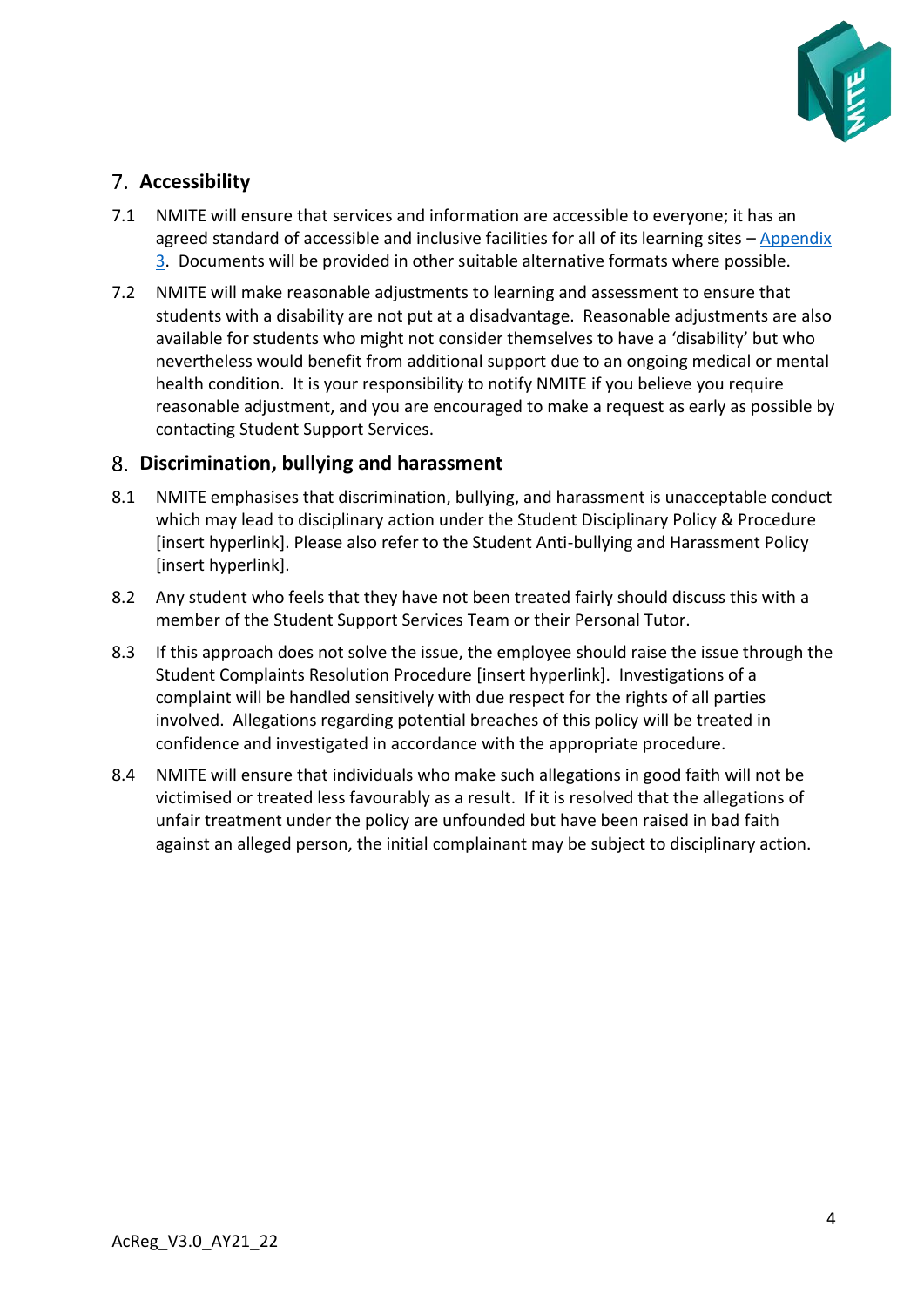## 7. Accessibility

7.1 NMITE will ensure that services and information are accessible to everyone; it has an agreed standard of accessible and inclusive facilities for all of its learning sites – Appendix 3. Documents will be provided in other suitable alternative formats where possible.

7.2 NMITE will make reasonable adjustments to learning and assessment to ensure that students with a disability are not put at a disadvantage. Reasonable adjustments are also available for students who might not consider themselves to have a 'disability' but who nevertheless would benefit from additional support due to an ongoing medical or mental health condition. It is your responsibility to notify NMITE if you believe you require reasonable adjustment, and you are encouraged to make a request as early as possible by contacting Student Support Services.

## 8. Discrimination, bullying and harassment

8.1 NMITE emphasises that discrimination, bullying, and harassment is unacceptable conduct which may lead to disciplinary action under the Student Disciplinary Policy & Procedure [insert hyperlink]. Please also refer to the Student Anti-bullying and Harassment Policy [insert hyperlink].

8.2 Any student who feels that they have not been treated fairly should discuss this with a member of the Student Support Services Team or their Personal Tutor.

8.3 If this approach does not solve the issue, the employee should raise the issue through the Student Complaints Resolution Procedure [insert hyperlink]. Investigations of a complaint will be handled sensitively with due respect for the rights of all parties involved. Allegations regarding potential breaches of this policy will be treated in confidence and investigated in accordance with the appropriate procedure.

8.4 NMITE will ensure that individuals who make such allegations in good faith will not be victimised or treated less favourably as a result. If it is resolved that the allegations of unfair treatment under the policy are unfounded but have been raised in bad faith against an alleged person, the initial complainant may be subject to disciplinary action.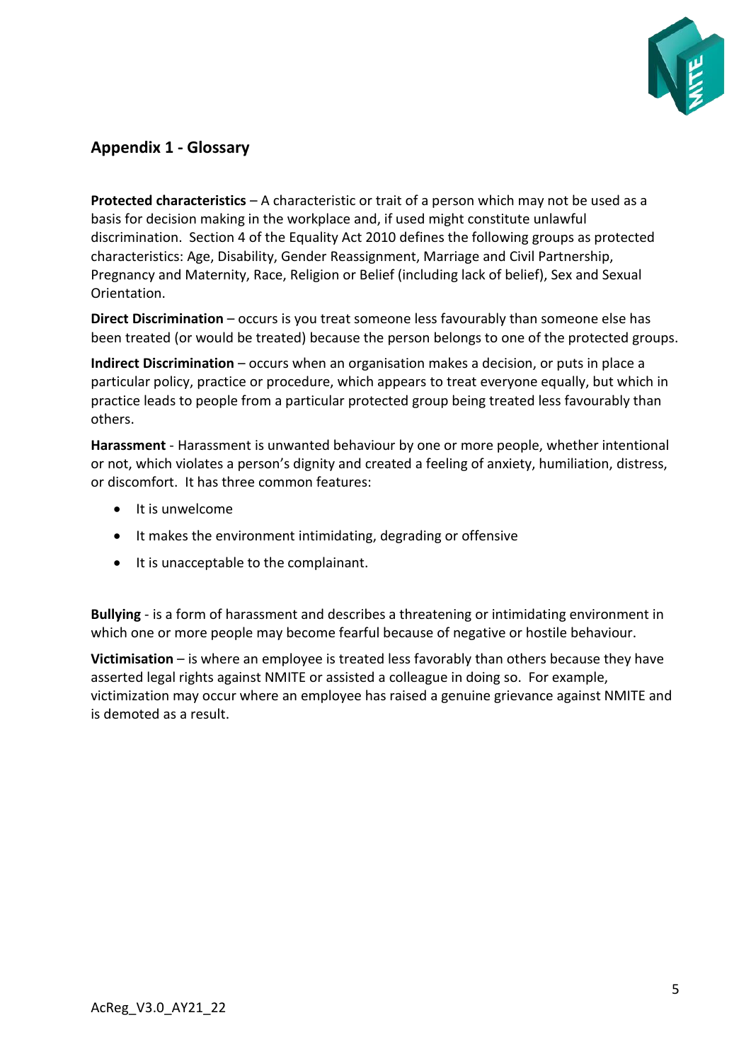## Appendix 1 - Glossary

**Protected characteristics** – A characteristic or trait of a person which may not be used as a basis for decision making in the workplace and, if used might constitute unlawful discrimination. Section 4 of the Equality Act 2010 defines the following groups as protected characteristics: Age, Disability, Gender Reassignment, Marriage and Civil Partnership, Pregnancy and Maternity, Race, Religion or Belief (including lack of belief), Sex and Sexual Orientation.

**Direct Discrimination** – occurs is you treat someone less favourably than someone else has been treated (or would be treated) because the person belongs to one of the protected groups.

**Indirect Discrimination** – occurs when an organisation makes a decision, or puts in place a particular policy, practice or procedure, which appears to treat everyone equally, but which in practice leads to people from a particular protected group being treated less favourably than others.

**Harassment** - Harassment is unwanted behaviour by one or more people, whether intentional or not, which violates a person's dignity and created a feeling of anxiety, humiliation, distress, or discomfort. It has three common features:

- It is unwelcome
- It makes the environment intimidating, degrading or offensive
- It is unacceptable to the complainant.

**Bullying** - is a form of harassment and describes a threatening or intimidating environment in which one or more people may become fearful because of negative or hostile behaviour.

**Victimisation** – is where an employee is treated less favorably than others because they have asserted legal rights against NMITE or assisted a colleague in doing so. For example, victimization may occur where an employee has raised a genuine grievance against NMITE and is demoted as a result.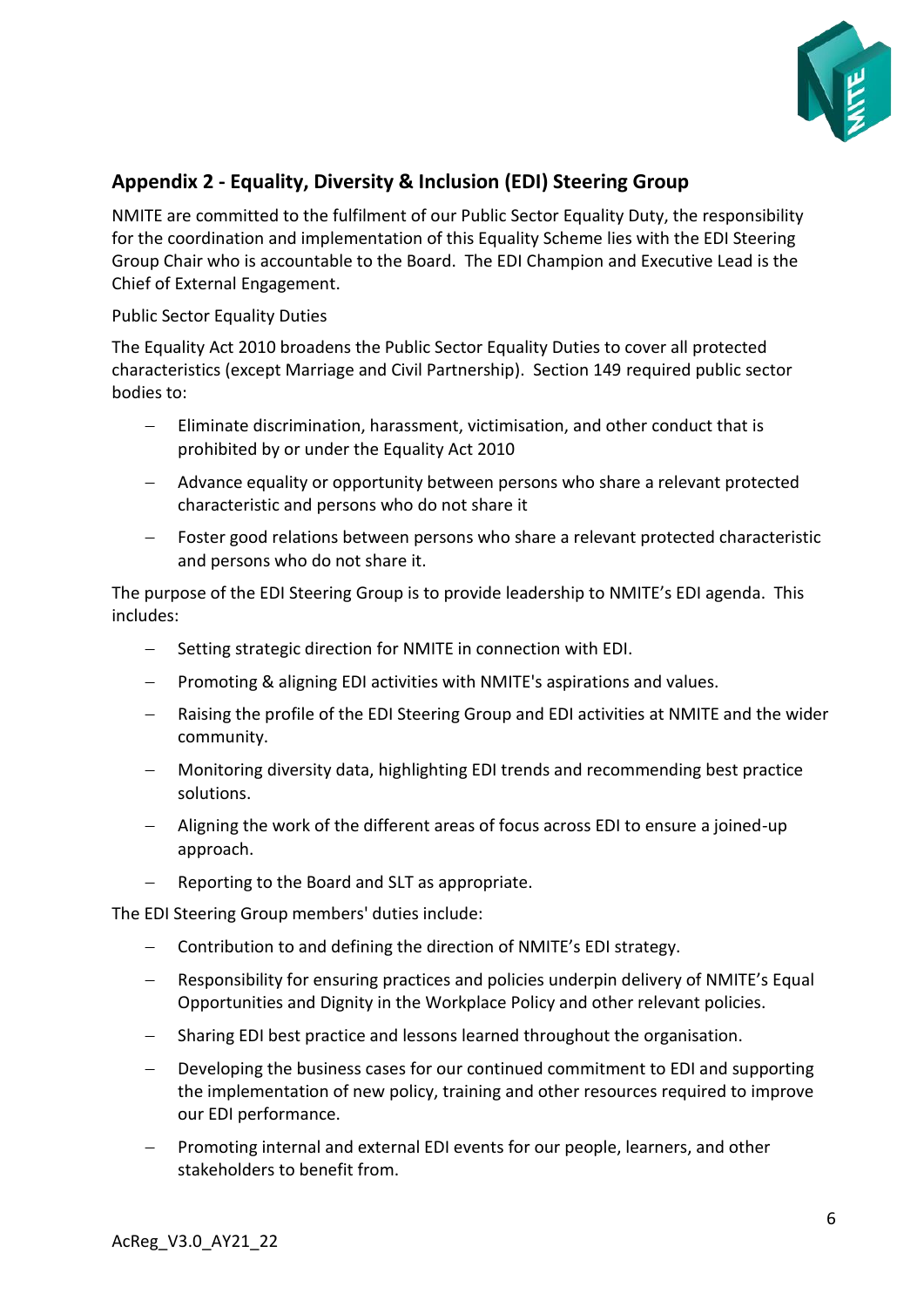## Appendix 2 - Equality, Diversity & Inclusion (EDI) Steering Group

NMITE are committed to the fulfilment of our Public Sector Equality Duty, the responsibility for the coordination and implementation of this Equality Scheme lies with the EDI Steering Group Chair who is accountable to the Board. The EDI Champion and Executive Lead is the Chief of External Engagement.

Public Sector Equality Duties

The Equality Act 2010 broadens the Public Sector Equality Duties to cover all protected characteristics (except Marriage and Civil Partnership). Section 149 required public sector bodies to:

- Eliminate discrimination, harassment, victimisation, and other conduct that is prohibited by or under the Equality Act 2010
- Advance equality or opportunity between persons who share a relevant protected characteristic and persons who do not share it
- Foster good relations between persons who share a relevant protected characteristic and persons who do not share it.

The purpose of the EDI Steering Group is to provide leadership to NMITE's EDI agenda. This includes:

- Setting strategic direction for NMITE in connection with EDI.
- Promoting & aligning EDI activities with NMITE's aspirations and values.
- Raising the profile of the EDI Steering Group and EDI activities at NMITE and the wider community.
- Monitoring diversity data, highlighting EDI trends and recommending best practice solutions.
- Aligning the work of the different areas of focus across EDI to ensure a joined-up approach.
- Reporting to the Board and SLT as appropriate.

The EDI Steering Group members' duties include:

- Contribution to and defining the direction of NMITE's EDI strategy.
- Responsibility for ensuring practices and policies underpin delivery of NMITE's Equal Opportunities and Dignity in the Workplace Policy and other relevant policies.
- Sharing EDI best practice and lessons learned throughout the organisation.
- Developing the business cases for our continued commitment to EDI and supporting the implementation of new policy, training and other resources required to improve our EDI performance.
- Promoting internal and external EDI events for our people, learners, and other stakeholders to benefit from.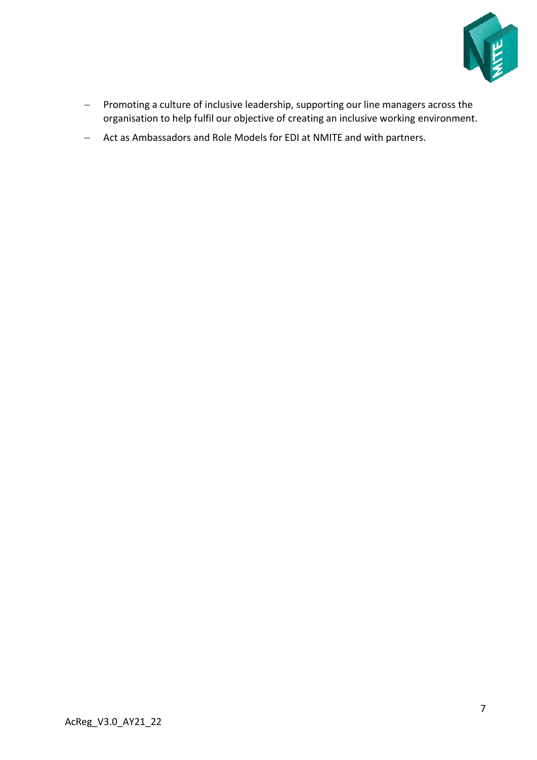- Promoting a culture of inclusive leadership, supporting our line managers across the organisation to help fulfil our objective of creating an inclusive working environment.
- Act as Ambassadors and Role Models for EDI at NMITE and with partners.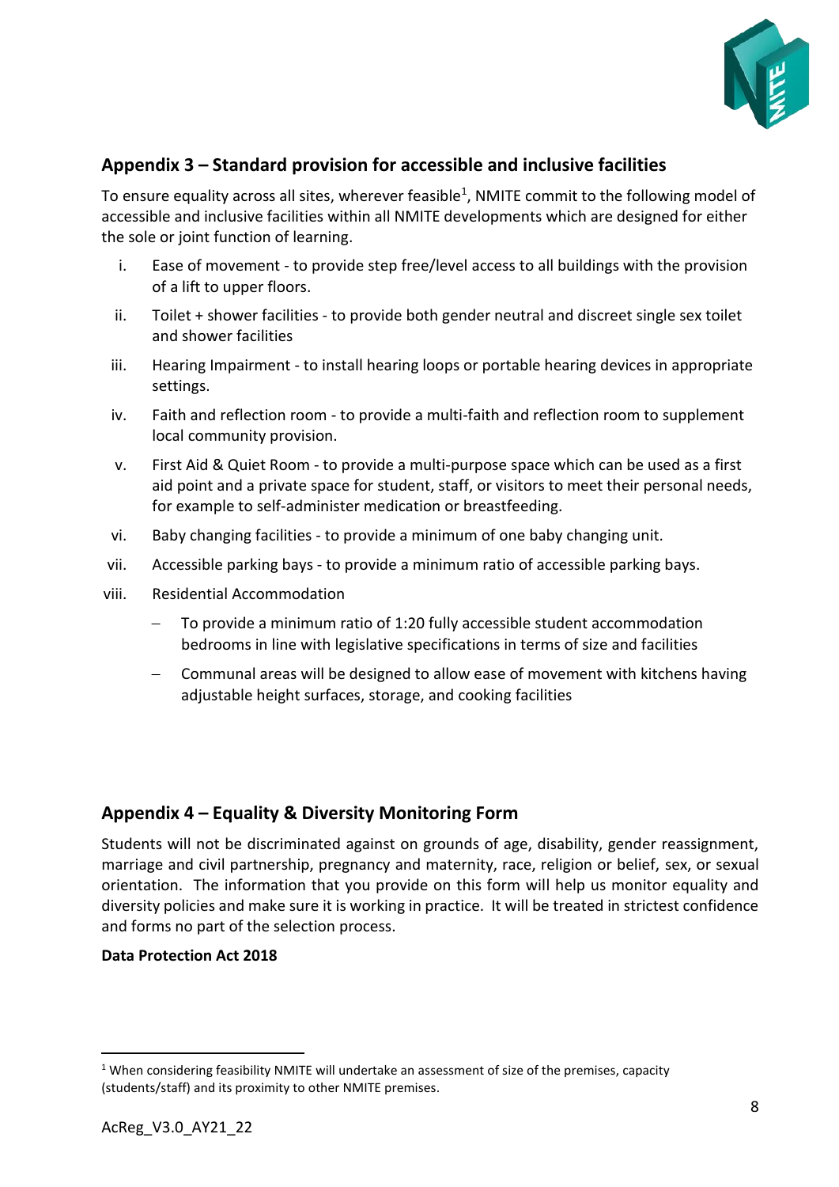## Appendix 3 – Standard provision for accessible and inclusive facilities

To ensure equality across all sites, wherever feasible[1], NMITE commit to the following model of accessible and inclusive facilities within all NMITE developments which are designed for either the sole or joint function of learning.

i. Ease of movement - to provide step free/level access to all buildings with the provision of a lift to upper floors.

ii. Toilet + shower facilities - to provide both gender neutral and discreet single sex toilet and shower facilities

iii. Hearing Impairment - to install hearing loops or portable hearing devices in appropriate settings.

iv. Faith and reflection room - to provide a multi-faith and reflection room to supplement local community provision.

v. First Aid & Quiet Room - to provide a multi-purpose space which can be used as a first aid point and a private space for student, staff, or visitors to meet their personal needs, for example to self-administer medication or breastfeeding.

vi. Baby changing facilities - to provide a minimum of one baby changing unit.

vii. Accessible parking bays - to provide a minimum ratio of accessible parking bays.

viii. Residential Accommodation

- To provide a minimum ratio of 1:20 fully accessible student accommodation bedrooms in line with legislative specifications in terms of size and facilities
- Communal areas will be designed to allow ease of movement with kitchens having adjustable height surfaces, storage, and cooking facilities

## Appendix 4 – Equality & Diversity Monitoring Form

Students will not be discriminated against on grounds of age, disability, gender reassignment, marriage and civil partnership, pregnancy and maternity, race, religion or belief, sex, or sexual orientation. The information that you provide on this form will help us monitor equality and diversity policies and make sure it is working in practice. It will be treated in strictest confidence and forms no part of the selection process.

**Data Protection Act 2018**

[1] When considering feasibility NMITE will undertake an assessment of size of the premises, capacity (students/staff) and its proximity to other NMITE premises.

AcReg_V3.0_AY21_22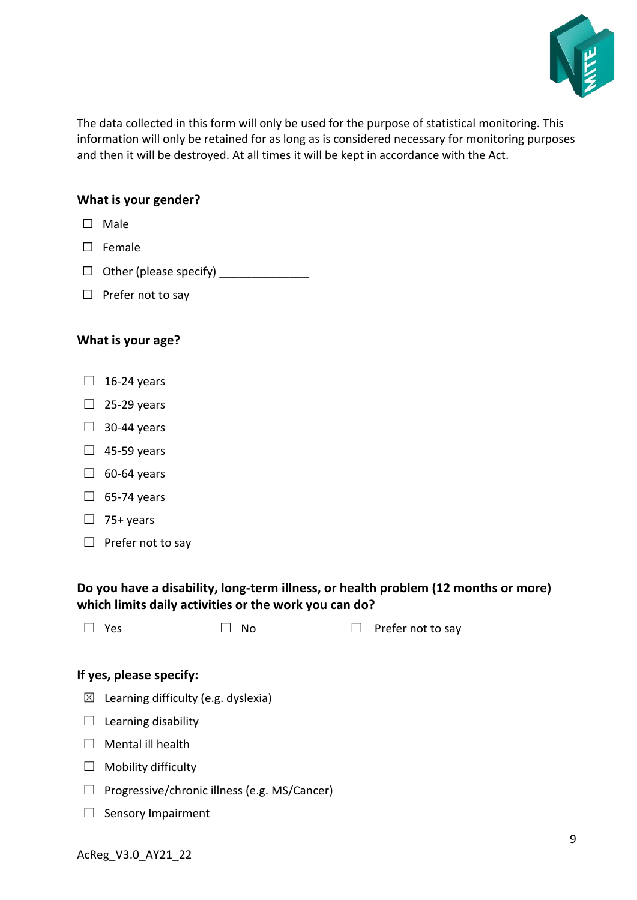The data collected in this form will only be used for the purpose of statistical monitoring. This information will only be retained for as long as is considered necessary for monitoring purposes and then it will be destroyed. At all times it will be kept in accordance with the Act.

**What is your gender?**

☐ Male

☐ Female

☐ Other (please specify) ______________

☐ Prefer not to say

**What is your age?**

☐ 16-24 years

☐ 25-29 years

☐ 30-44 years

☐ 45-59 years

☐ 60-64 years

☐ 65-74 years

☐ 75+ years

☐ Prefer not to say

**Do you have a disability, long-term illness, or health problem (12 months or more) which limits daily activities or the work you can do?**

☐ Yes ☐ No ☐ Prefer not to say

**If yes, please specify:**

☒ Learning difficulty (e.g. dyslexia)

☐ Learning disability

☐ Mental ill health

☐ Mobility difficulty

☐ Progressive/chronic illness (e.g. MS/Cancer)

☐ Sensory Impairment

AcReg_V3.0_AY21_22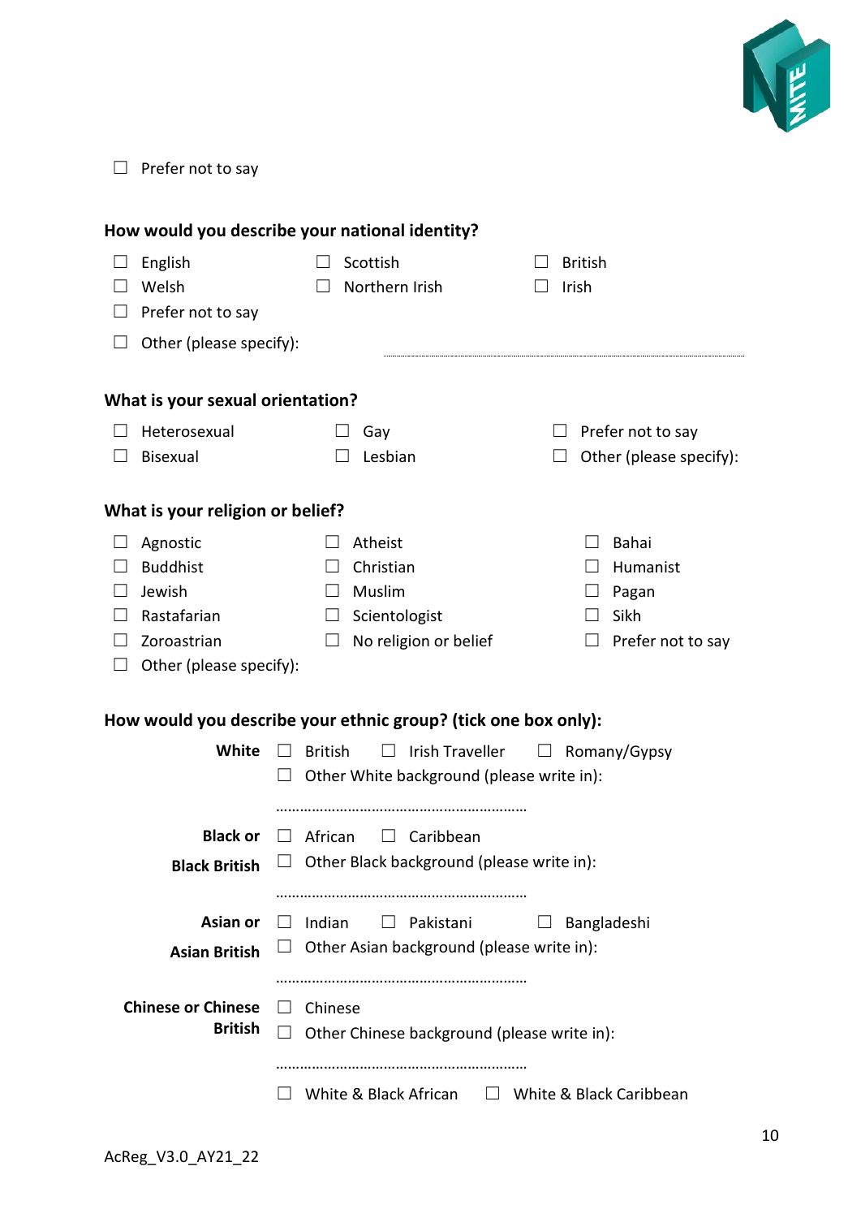☐ Prefer not to say

**How would you describe your national identity?**

☐ English ☐ Scottish ☐ British
☐ Welsh ☐ Northern Irish ☐ Irish
☐ Prefer not to say
☐ Other (please specify): ..............................................................................................

**What is your sexual orientation?**

☐ Heterosexual ☐ Gay ☐ Prefer not to say
☐ Bisexual ☐ Lesbian ☐ Other (please specify):

**What is your religion or belief?**

☐ Agnostic ☐ Atheist ☐ Bahai
☐ Buddhist ☐ Christian ☐ Humanist
☐ Jewish ☐ Muslim ☐ Pagan
☐ Rastafarian ☐ Scientologist ☐ Sikh
☐ Zoroastrian ☐ No religion or belief ☐ Prefer not to say
☐ Other (please specify):

**How would you describe your ethnic group? (tick one box only):**

**White** ☐ British ☐ Irish Traveller ☐ Romany/Gypsy
☐ Other White background (please write in):

……………………………………………………………

**Black or Black British** ☐ African ☐ Caribbean
☐ Other Black background (please write in):

……………………………………………………………

**Asian or Asian British** ☐ Indian ☐ Pakistani ☐ Bangladeshi
☐ Other Asian background (please write in):

……………………………………………………………

**Chinese or Chinese British** ☐ Chinese
☐ Other Chinese background (please write in):

……………………………………………………………

☐ White & Black African ☐ White & Black Caribbean

AcReg_V3.0_AY21_22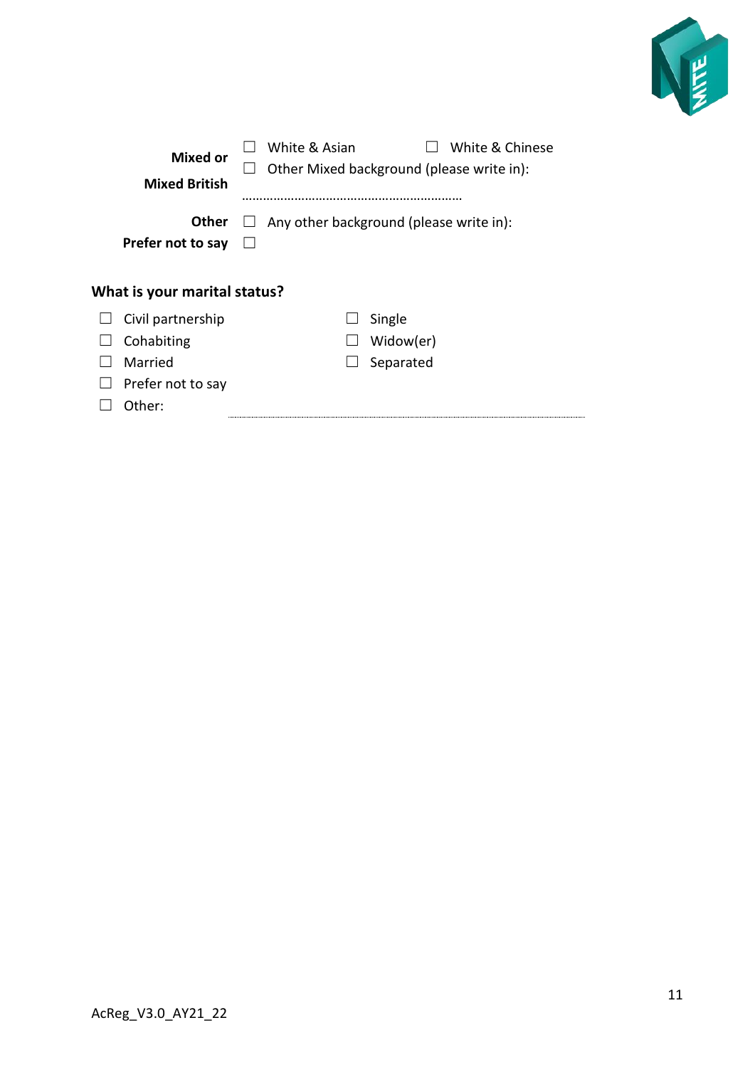| | |
|---|---|
| **Mixed or Mixed British** | ☐ White & Asian ☐ White & Chinese<br>☐ Other Mixed background (please write in): …………………………………………………… |
| **Other** | ☐ Any other background (please write in): |
| **Prefer not to say** | ☐ |

### What is your marital status?

☐ Civil partnership
☐ Cohabiting
☐ Married
☐ Prefer not to say
☐ Other: ……………………………………………………

☐ Single
☐ Widow(er)
☐ Separated

AcReg_V3.0_AY21_22